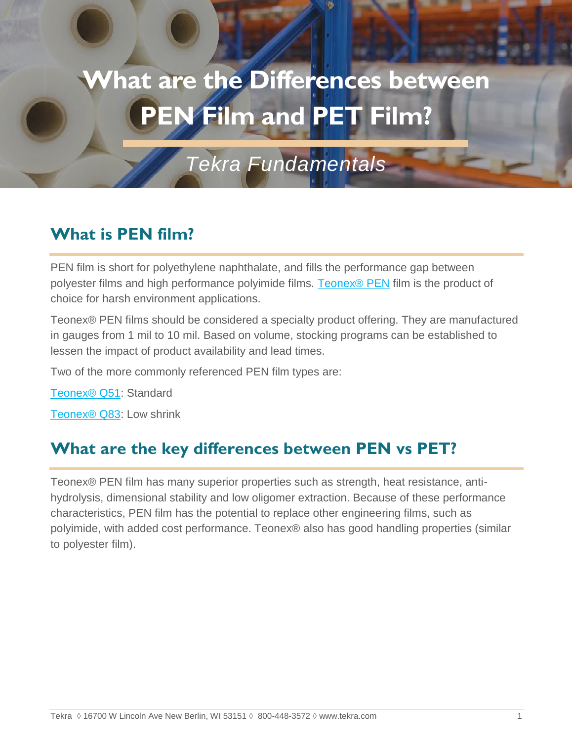# What are the Differences between PEN Film and PET Film?

*Tekra Fundamentals*

## What is PEN film?

PEN film is short for polyethylene naphthalate, and fills the performance gap between polyester films and high performance polyimide films. Teonex® PEN film is the product of choice for harsh environment applications.

Teonex® PEN films should be considered a specialty product offering. They are manufactured in gauges from 1 mil to 10 mil. Based on volume, stocking programs can be established to lessen the impact of product availability and lead times.

Two of the more commonly referenced PEN film types are:

Teonex® Q51: Standard

Teonex® Q83: Low shrink

## What are the key differences between PEN vs PET?

Teonex® PEN film has many superior properties such as strength, heat resistance, anti-hydrolysis, dimensional stability and low oligomer extraction. Because of these performance characteristics, PEN film has the potential to replace other engineering films, such as polyimide, with added cost performance. Teonex® also has good handling properties (similar to polyester film).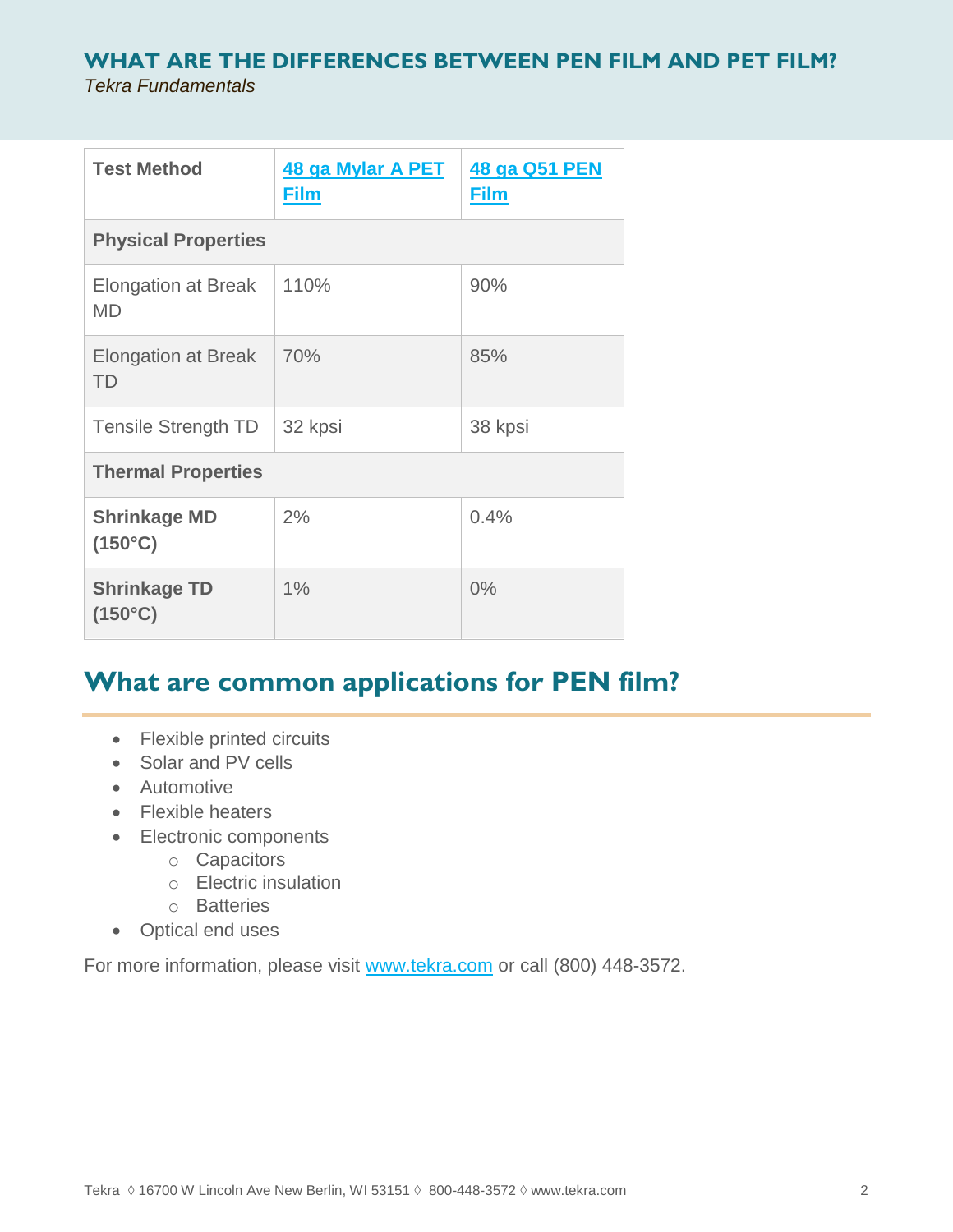| Test Method | [48 ga Mylar A PET Film]() | [48 ga Q51 PEN Film]() |
|---|---|---|
| **Physical Properties** | | |
| Elongation at Break MD | 110% | 90% |
| Elongation at Break TD | 70% | 85% |
| Tensile Strength TD | 32 kpsi | 38 kpsi |
| **Thermal Properties** | | |
| **Shrinkage MD (150°C)** | 2% | 0.4% |
| **Shrinkage TD (150°C)** | 1% | 0% |

## What are common applications for PEN film?

- Flexible printed circuits
- Solar and PV cells
- Automotive
- Flexible heaters
- Electronic components
  - Capacitors
  - Electric insulation
  - Batteries
- Optical end uses

For more information, please visit [www.tekra.com](http://www.tekra.com) or call (800) 448-3572.